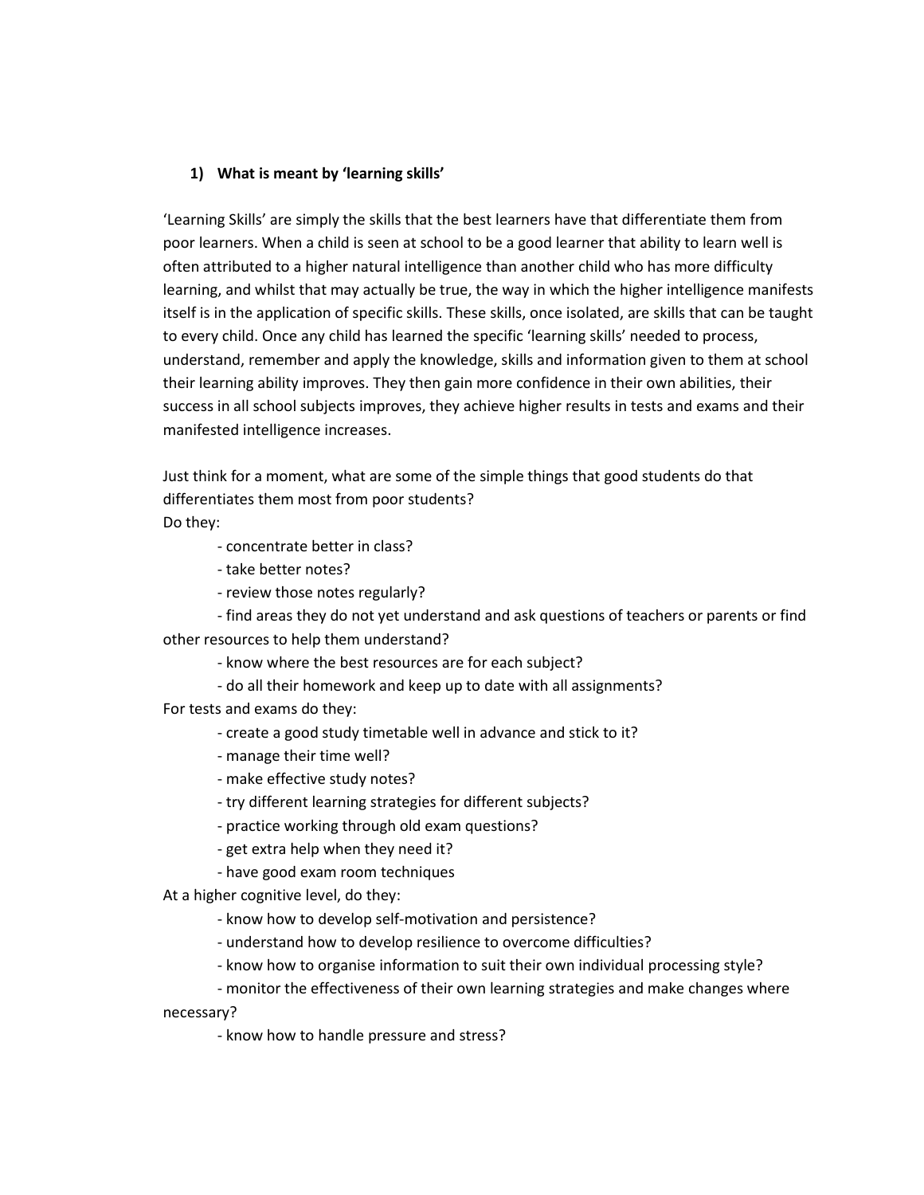## 1) What is meant by 'learning skills'

'Learning Skills' are simply the skills that the best learners have that differentiate them from poor learners. When a child is seen at school to be a good learner that ability to learn well is often attributed to a higher natural intelligence than another child who has more difficulty learning, and whilst that may actually be true, the way in which the higher intelligence manifests itself is in the application of specific skills. These skills, once isolated, are skills that can be taught to every child. Once any child has learned the specific 'learning skills' needed to process, understand, remember and apply the knowledge, skills and information given to them at school their learning ability improves. They then gain more confidence in their own abilities, their success in all school subjects improves, they achieve higher results in tests and exams and their manifested intelligence increases.

Just think for a moment, what are some of the simple things that good students do that differentiates them most from poor students?

Do they:

- concentrate better in class?
- take better notes?
- review those notes regularly?
- find areas they do not yet understand and ask questions of teachers or parents or find other resources to help them understand?
- know where the best resources are for each subject?
- do all their homework and keep up to date with all assignments?

For tests and exams do they:

- create a good study timetable well in advance and stick to it?
- manage their time well?
- make effective study notes?
- try different learning strategies for different subjects?
- practice working through old exam questions?
- get extra help when they need it?
- have good exam room techniques

At a higher cognitive level, do they:

- know how to develop self-motivation and persistence?
- understand how to develop resilience to overcome difficulties?
- know how to organise information to suit their own individual processing style?
- monitor the effectiveness of their own learning strategies and make changes where necessary?
- know how to handle pressure and stress?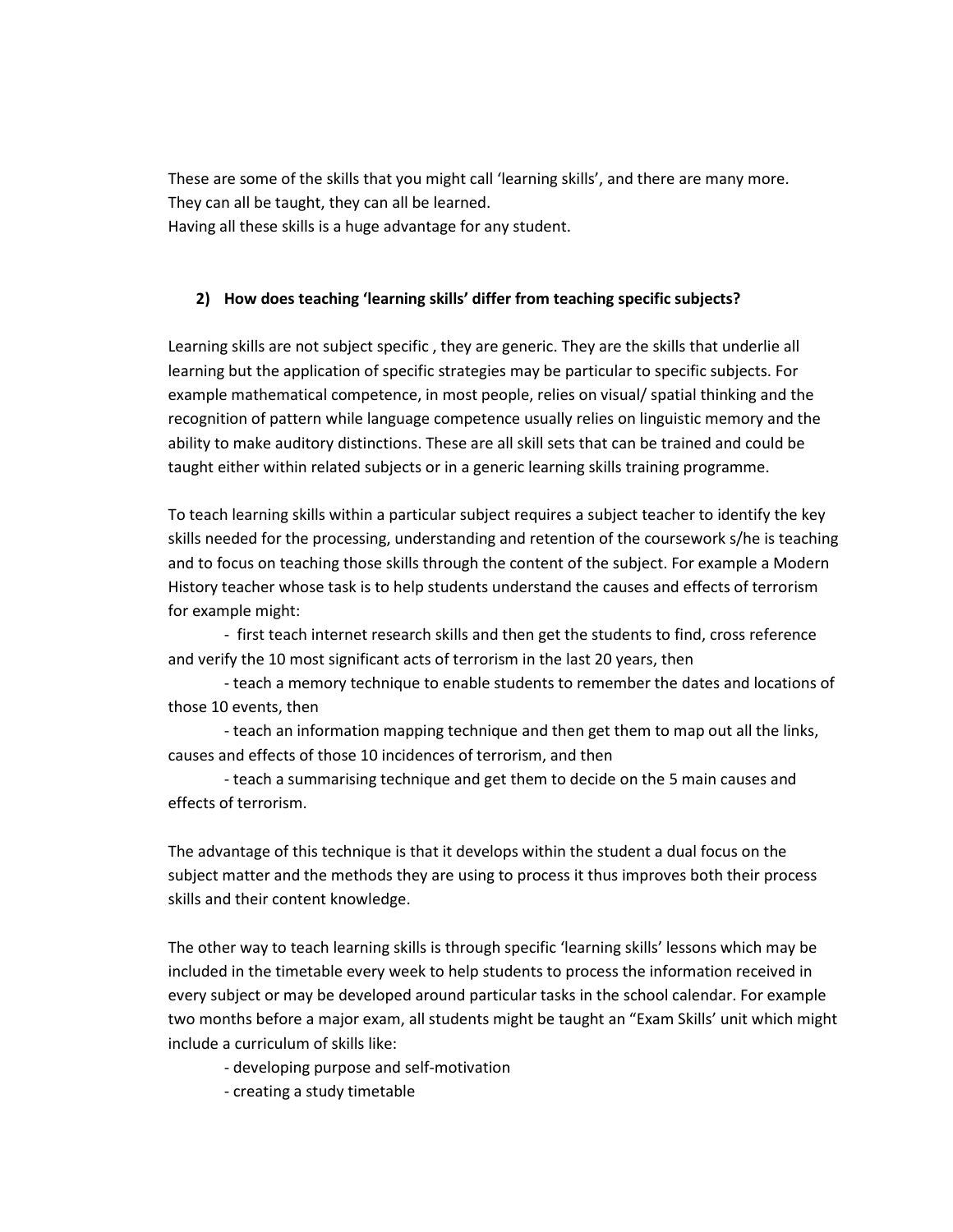These are some of the skills that you might call 'learning skills', and there are many more.
They can all be taught, they can all be learned.
Having all these skills is a huge advantage for any student.

## 2) How does teaching 'learning skills' differ from teaching specific subjects?

Learning skills are not subject specific , they are generic. They are the skills that underlie all learning but the application of specific strategies may be particular to specific subjects. For example mathematical competence, in most people, relies on visual/ spatial thinking and the recognition of pattern while language competence usually relies on linguistic memory and the ability to make auditory distinctions. These are all skill sets that can be trained and could be taught either within related subjects or in a generic learning skills training programme.

To teach learning skills within a particular subject requires a subject teacher to identify the key skills needed for the processing, understanding and retention of the coursework s/he is teaching and to focus on teaching those skills through the content of the subject. For example a Modern History teacher whose task is to help students understand the causes and effects of terrorism for example might:

- first teach internet research skills and then get the students to find, cross reference and verify the 10 most significant acts of terrorism in the last 20 years, then
- teach a memory technique to enable students to remember the dates and locations of those 10 events, then
- teach an information mapping technique and then get them to map out all the links, causes and effects of those 10 incidences of terrorism, and then
- teach a summarising technique and get them to decide on the 5 main causes and effects of terrorism.

The advantage of this technique is that it develops within the student a dual focus on the subject matter and the methods they are using to process it thus improves both their process skills and their content knowledge.

The other way to teach learning skills is through specific 'learning skills' lessons which may be included in the timetable every week to help students to process the information received in every subject or may be developed around particular tasks in the school calendar. For example two months before a major exam, all students might be taught an "Exam Skills' unit which might include a curriculum of skills like:

- developing purpose and self-motivation
- creating a study timetable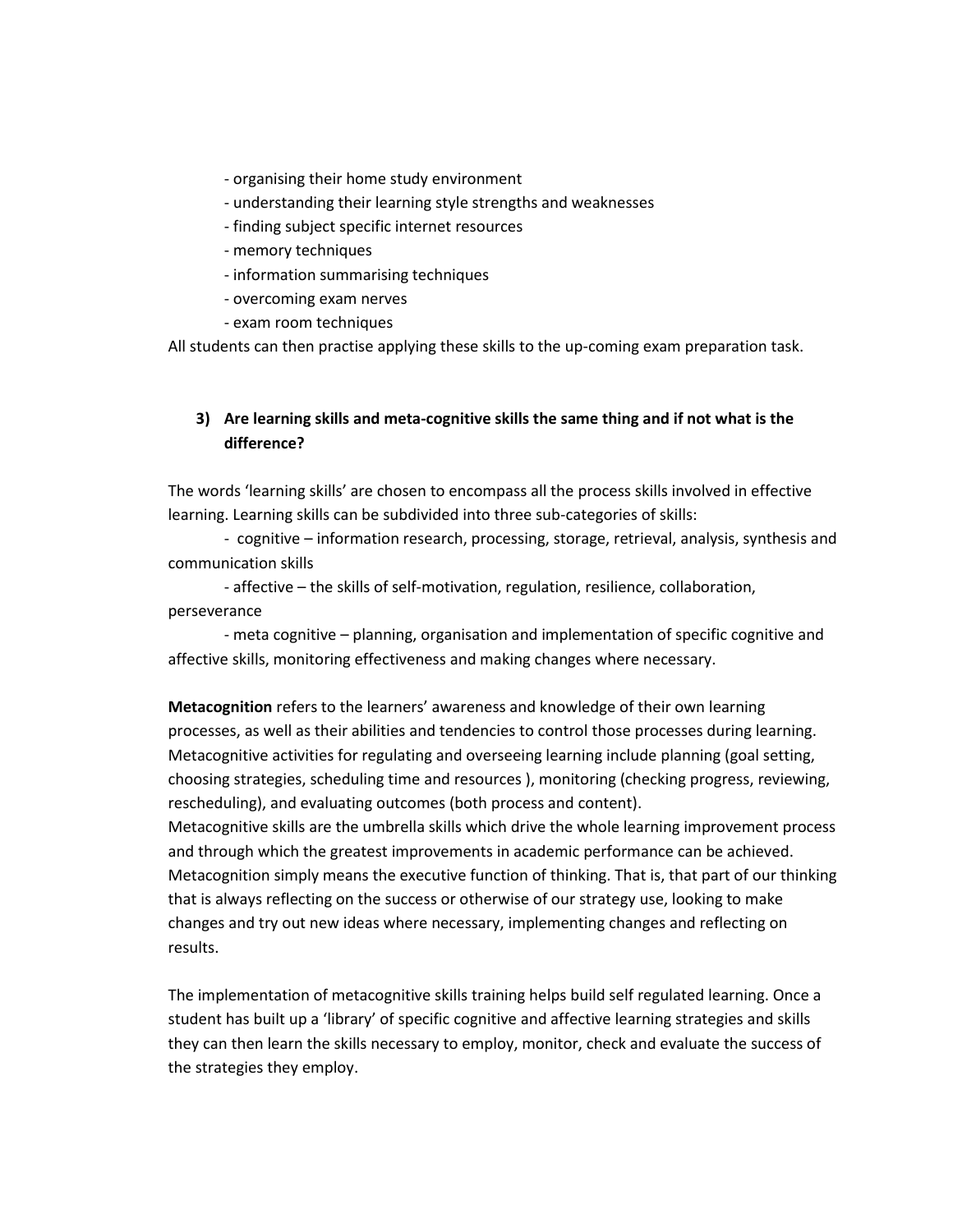- organising their home study environment
- understanding their learning style strengths and weaknesses
- finding subject specific internet resources
- memory techniques
- information summarising techniques
- overcoming exam nerves
- exam room techniques

All students can then practise applying these skills to the up-coming exam preparation task.

### 3) Are learning skills and meta-cognitive skills the same thing and if not what is the difference?

The words 'learning skills' are chosen to encompass all the process skills involved in effective learning. Learning skills can be subdivided into three sub-categories of skills:

- cognitive – information research, processing, storage, retrieval, analysis, synthesis and communication skills
- affective – the skills of self-motivation, regulation, resilience, collaboration, perseverance
- meta cognitive – planning, organisation and implementation of specific cognitive and affective skills, monitoring effectiveness and making changes where necessary.

**Metacognition** refers to the learners' awareness and knowledge of their own learning processes, as well as their abilities and tendencies to control those processes during learning. Metacognitive activities for regulating and overseeing learning include planning (goal setting, choosing strategies, scheduling time and resources ), monitoring (checking progress, reviewing, rescheduling), and evaluating outcomes (both process and content).
Metacognitive skills are the umbrella skills which drive the whole learning improvement process and through which the greatest improvements in academic performance can be achieved. Metacognition simply means the executive function of thinking. That is, that part of our thinking that is always reflecting on the success or otherwise of our strategy use, looking to make changes and try out new ideas where necessary, implementing changes and reflecting on results.

The implementation of metacognitive skills training helps build self regulated learning. Once a student has built up a 'library' of specific cognitive and affective learning strategies and skills they can then learn the skills necessary to employ, monitor, check and evaluate the success of the strategies they employ.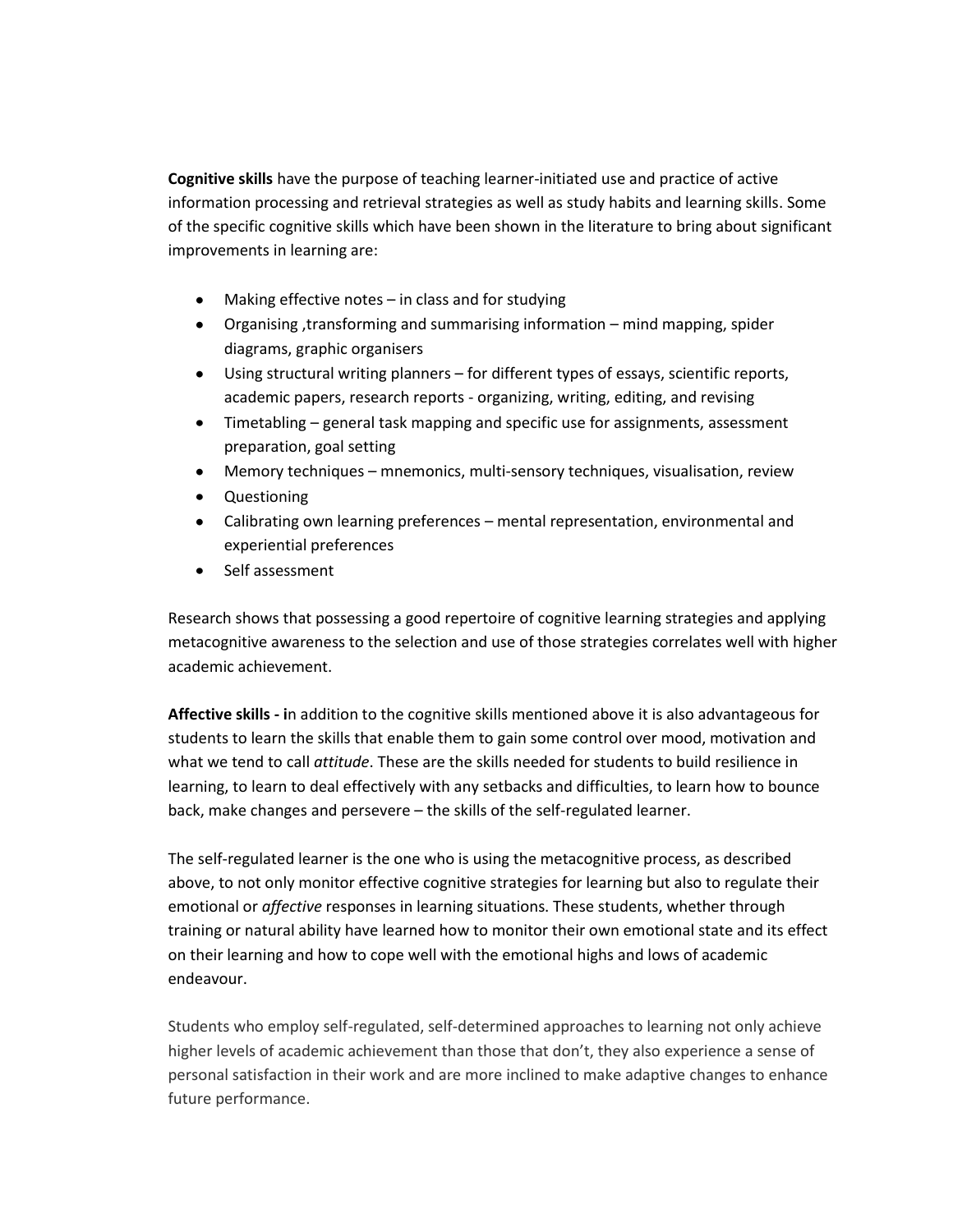**Cognitive skills** have the purpose of teaching learner-initiated use and practice of active information processing and retrieval strategies as well as study habits and learning skills. Some of the specific cognitive skills which have been shown in the literature to bring about significant improvements in learning are:

- Making effective notes – in class and for studying
- Organising ,transforming and summarising information – mind mapping, spider diagrams, graphic organisers
- Using structural writing planners – for different types of essays, scientific reports, academic papers, research reports - organizing, writing, editing, and revising
- Timetabling – general task mapping and specific use for assignments, assessment preparation, goal setting
- Memory techniques – mnemonics, multi-sensory techniques, visualisation, review
- Questioning
- Calibrating own learning preferences – mental representation, environmental and experiential preferences
- Self assessment

Research shows that possessing a good repertoire of cognitive learning strategies and applying metacognitive awareness to the selection and use of those strategies correlates well with higher academic achievement.

**Affective skills - i**n addition to the cognitive skills mentioned above it is also advantageous for students to learn the skills that enable them to gain some control over mood, motivation and what we tend to call *attitude*. These are the skills needed for students to build resilience in learning, to learn to deal effectively with any setbacks and difficulties, to learn how to bounce back, make changes and persevere – the skills of the self-regulated learner.

The self-regulated learner is the one who is using the metacognitive process, as described above, to not only monitor effective cognitive strategies for learning but also to regulate their emotional or *affective* responses in learning situations. These students, whether through training or natural ability have learned how to monitor their own emotional state and its effect on their learning and how to cope well with the emotional highs and lows of academic endeavour.

Students who employ self-regulated, self-determined approaches to learning not only achieve higher levels of academic achievement than those that don't, they also experience a sense of personal satisfaction in their work and are more inclined to make adaptive changes to enhance future performance.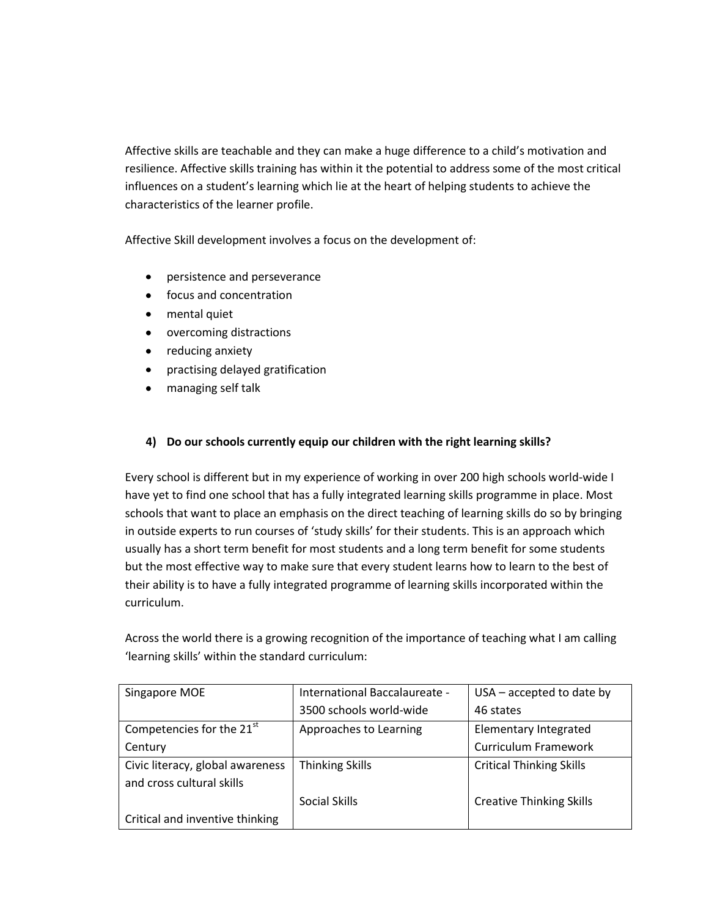Affective skills are teachable and they can make a huge difference to a child's motivation and resilience. Affective skills training has within it the potential to address some of the most critical influences on a student's learning which lie at the heart of helping students to achieve the characteristics of the learner profile.

Affective Skill development involves a focus on the development of:

- persistence and perseverance
- focus and concentration
- mental quiet
- overcoming distractions
- reducing anxiety
- practising delayed gratification
- managing self talk

### 4) Do our schools currently equip our children with the right learning skills?

Every school is different but in my experience of working in over 200 high schools world-wide I have yet to find one school that has a fully integrated learning skills programme in place. Most schools that want to place an emphasis on the direct teaching of learning skills do so by bringing in outside experts to run courses of 'study skills' for their students. This is an approach which usually has a short term benefit for most students and a long term benefit for some students but the most effective way to make sure that every student learns how to learn to the best of their ability is to have a fully integrated programme of learning skills incorporated within the curriculum.

Across the world there is a growing recognition of the importance of teaching what I am calling 'learning skills' within the standard curriculum:

| Singapore MOE | International Baccalaureate - 3500 schools world-wide | USA – accepted to date by 46 states |
|---|---|---|
| Competencies for the 21st Century | Approaches to Learning | Elementary Integrated Curriculum Framework |
| Civic literacy, global awareness and cross cultural skills<br><br>Critical and inventive thinking | Thinking Skills<br><br>Social Skills | Critical Thinking Skills<br><br>Creative Thinking Skills |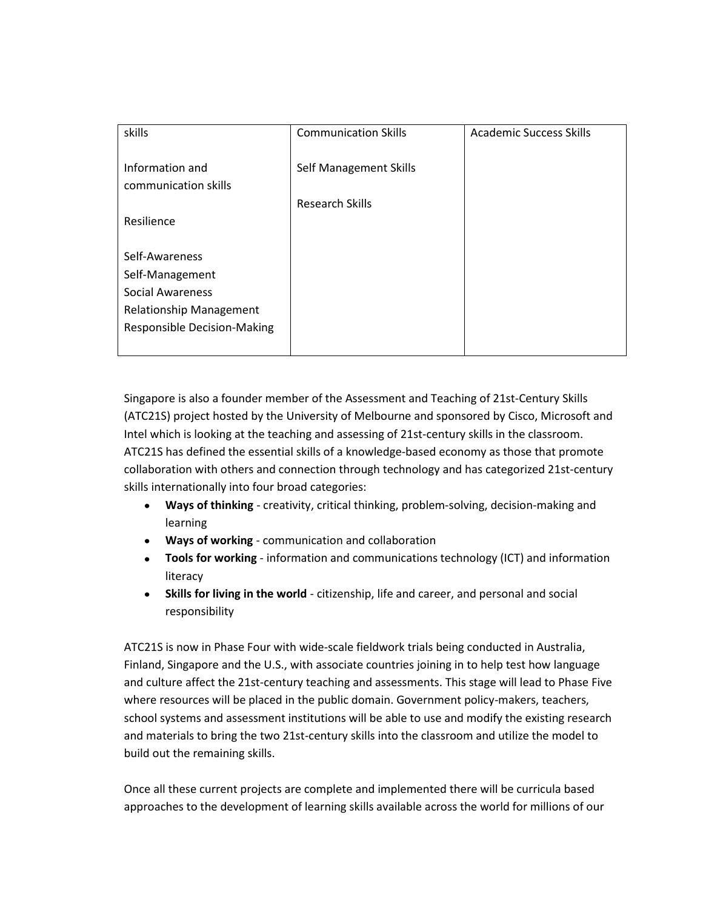| skills<br><br>Information and communication skills<br><br>Resilience<br><br>Self-Awareness<br>Self-Management<br>Social Awareness<br>Relationship Management<br>Responsible Decision-Making | Communication Skills<br><br>Self Management Skills<br><br>Research Skills | Academic Success Skills |
|---|---|---|

Singapore is also a founder member of the Assessment and Teaching of 21st-Century Skills (ATC21S) project hosted by the University of Melbourne and sponsored by Cisco, Microsoft and Intel which is looking at the teaching and assessing of 21st-century skills in the classroom. ATC21S has defined the essential skills of a knowledge-based economy as those that promote collaboration with others and connection through technology and has categorized 21st-century skills internationally into four broad categories:

- **Ways of thinking** - creativity, critical thinking, problem-solving, decision-making and learning
- **Ways of working** - communication and collaboration
- **Tools for working** - information and communications technology (ICT) and information literacy
- **Skills for living in the world** - citizenship, life and career, and personal and social responsibility

ATC21S is now in Phase Four with wide-scale fieldwork trials being conducted in Australia, Finland, Singapore and the U.S., with associate countries joining in to help test how language and culture affect the 21st-century teaching and assessments. This stage will lead to Phase Five where resources will be placed in the public domain. Government policy-makers, teachers, school systems and assessment institutions will be able to use and modify the existing research and materials to bring the two 21st-century skills into the classroom and utilize the model to build out the remaining skills.

Once all these current projects are complete and implemented there will be curricula based approaches to the development of learning skills available across the world for millions of our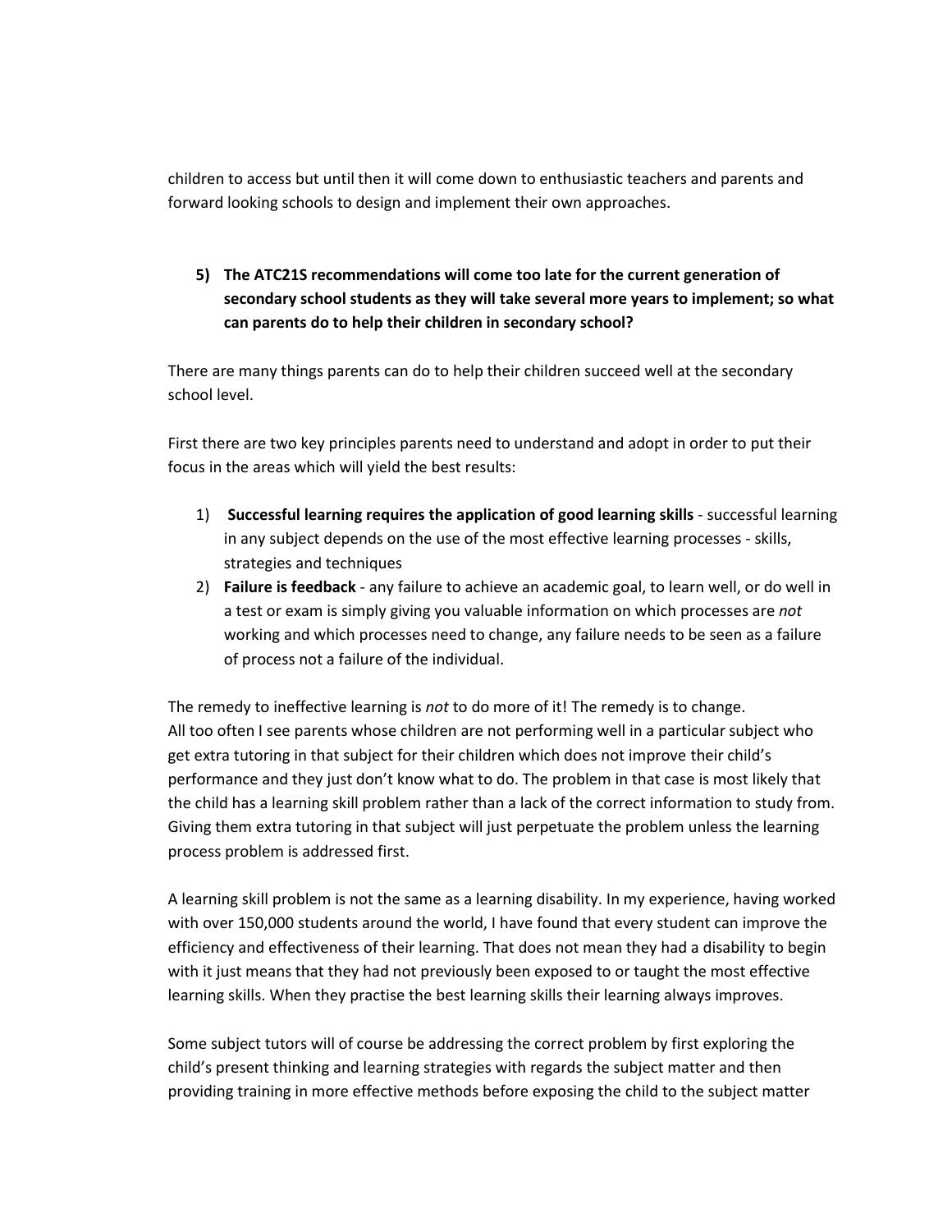children to access but until then it will come down to enthusiastic teachers and parents and forward looking schools to design and implement their own approaches.

5) **The ATC21S recommendations will come too late for the current generation of secondary school students as they will take several more years to implement; so what can parents do to help their children in secondary school?**

There are many things parents can do to help their children succeed well at the secondary school level.

First there are two key principles parents need to understand and adopt in order to put their focus in the areas which will yield the best results:

1) **Successful learning requires the application of good learning skills** - successful learning in any subject depends on the use of the most effective learning processes - skills, strategies and techniques
2) **Failure is feedback** - any failure to achieve an academic goal, to learn well, or do well in a test or exam is simply giving you valuable information on which processes are *not* working and which processes need to change, any failure needs to be seen as a failure of process not a failure of the individual.

The remedy to ineffective learning is *not* to do more of it! The remedy is to change.
All too often I see parents whose children are not performing well in a particular subject who get extra tutoring in that subject for their children which does not improve their child's performance and they just don't know what to do. The problem in that case is most likely that the child has a learning skill problem rather than a lack of the correct information to study from. Giving them extra tutoring in that subject will just perpetuate the problem unless the learning process problem is addressed first.

A learning skill problem is not the same as a learning disability. In my experience, having worked with over 150,000 students around the world, I have found that every student can improve the efficiency and effectiveness of their learning. That does not mean they had a disability to begin with it just means that they had not previously been exposed to or taught the most effective learning skills. When they practise the best learning skills their learning always improves.

Some subject tutors will of course be addressing the correct problem by first exploring the child's present thinking and learning strategies with regards the subject matter and then providing training in more effective methods before exposing the child to the subject matter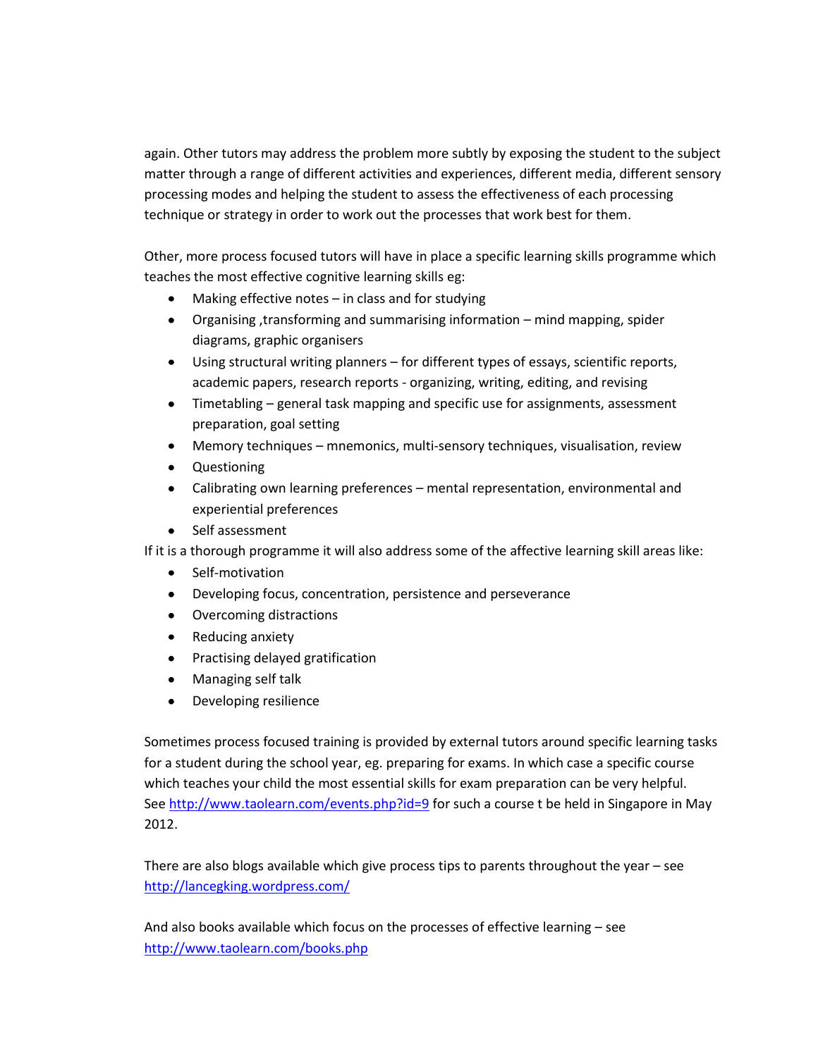again. Other tutors may address the problem more subtly by exposing the student to the subject matter through a range of different activities and experiences, different media, different sensory processing modes and helping the student to assess the effectiveness of each processing technique or strategy in order to work out the processes that work best for them.

Other, more process focused tutors will have in place a specific learning skills programme which teaches the most effective cognitive learning skills eg:

- Making effective notes – in class and for studying
- Organising ,transforming and summarising information – mind mapping, spider diagrams, graphic organisers
- Using structural writing planners – for different types of essays, scientific reports, academic papers, research reports - organizing, writing, editing, and revising
- Timetabling – general task mapping and specific use for assignments, assessment preparation, goal setting
- Memory techniques – mnemonics, multi-sensory techniques, visualisation, review
- Questioning
- Calibrating own learning preferences – mental representation, environmental and experiential preferences
- Self assessment

If it is a thorough programme it will also address some of the affective learning skill areas like:

- Self-motivation
- Developing focus, concentration, persistence and perseverance
- Overcoming distractions
- Reducing anxiety
- Practising delayed gratification
- Managing self talk
- Developing resilience

Sometimes process focused training is provided by external tutors around specific learning tasks for a student during the school year, eg. preparing for exams. In which case a specific course which teaches your child the most essential skills for exam preparation can be very helpful. See [http://www.taolearn.com/events.php?id=9](http://www.taolearn.com/events.php?id=9) for such a course t be held in Singapore in May 2012.

There are also blogs available which give process tips to parents throughout the year – see [http://lancegking.wordpress.com/](http://lancegking.wordpress.com/)

And also books available which focus on the processes of effective learning – see [http://www.taolearn.com/books.php](http://www.taolearn.com/books.php)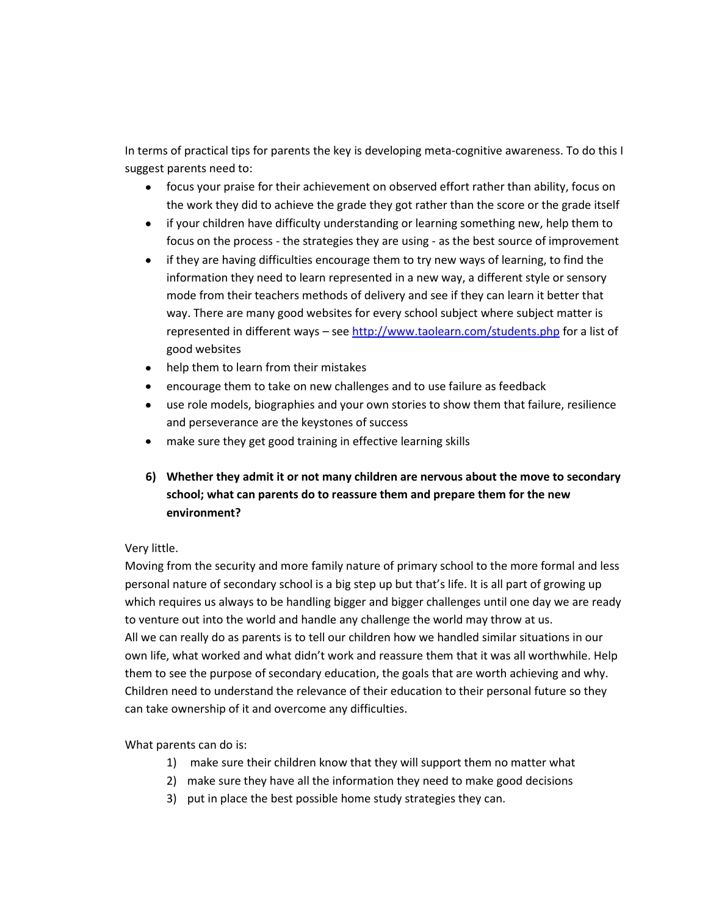In terms of practical tips for parents the key is developing meta-cognitive awareness. To do this I suggest parents need to:

- focus your praise for their achievement on observed effort rather than ability, focus on the work they did to achieve the grade they got rather than the score or the grade itself
- if your children have difficulty understanding or learning something new, help them to focus on the process - the strategies they are using - as the best source of improvement
- if they are having difficulties encourage them to try new ways of learning, to find the information they need to learn represented in a new way, a different style or sensory mode from their teachers methods of delivery and see if they can learn it better that way. There are many good websites for every school subject where subject matter is represented in different ways – see [http://www.taolearn.com/students.php](http://www.taolearn.com/students.php) for a list of good websites
- help them to learn from their mistakes
- encourage them to take on new challenges and to use failure as feedback
- use role models, biographies and your own stories to show them that failure, resilience and perseverance are the keystones of success
- make sure they get good training in effective learning skills

**6) Whether they admit it or not many children are nervous about the move to secondary school; what can parents do to reassure them and prepare them for the new environment?**

Very little.
Moving from the security and more family nature of primary school to the more formal and less personal nature of secondary school is a big step up but that's life. It is all part of growing up which requires us always to be handling bigger and bigger challenges until one day we are ready to venture out into the world and handle any challenge the world may throw at us.
All we can really do as parents is to tell our children how we handled similar situations in our own life, what worked and what didn't work and reassure them that it was all worthwhile. Help them to see the purpose of secondary education, the goals that are worth achieving and why. Children need to understand the relevance of their education to their personal future so they can take ownership of it and overcome any difficulties.

What parents can do is:

1) make sure their children know that they will support them no matter what
2) make sure they have all the information they need to make good decisions
3) put in place the best possible home study strategies they can.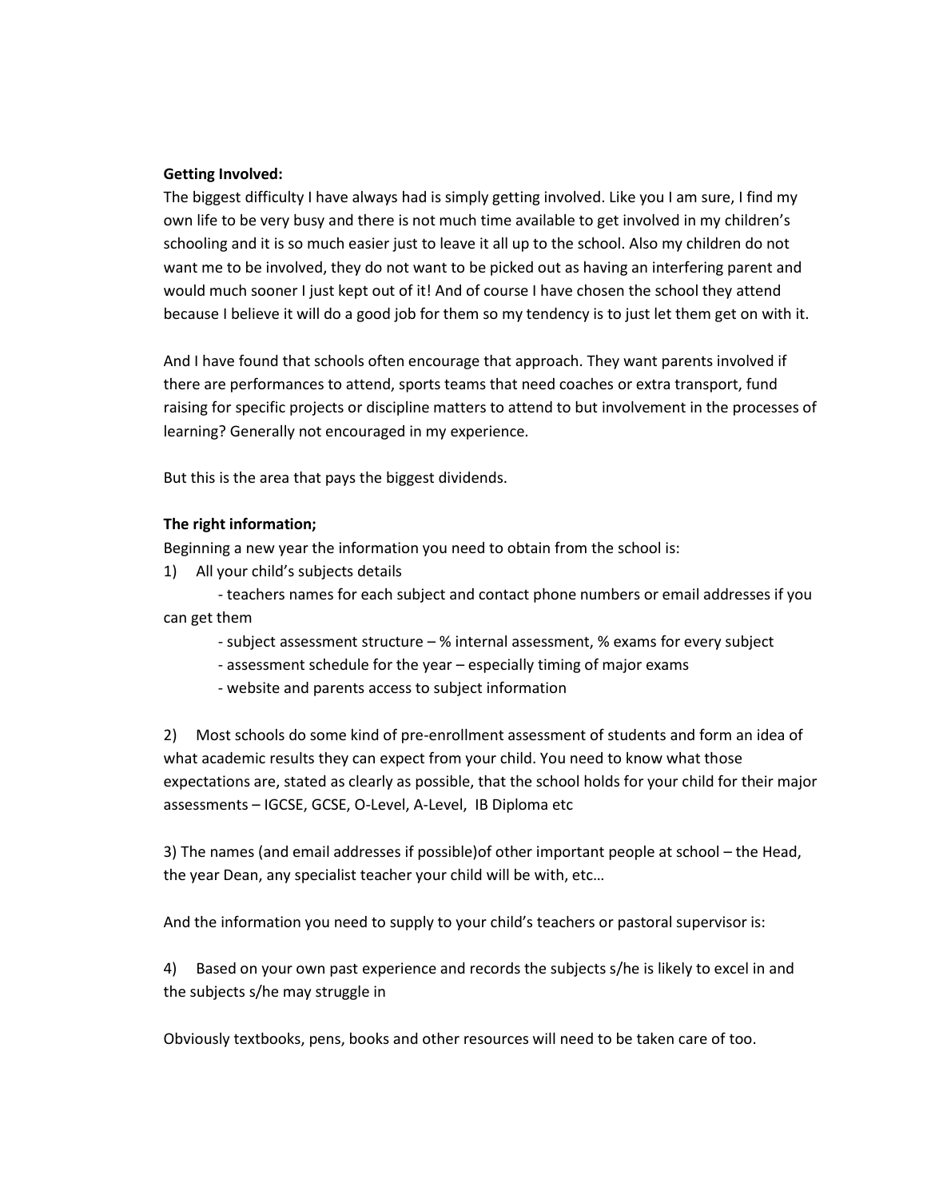**Getting Involved:**

The biggest difficulty I have always had is simply getting involved. Like you I am sure, I find my own life to be very busy and there is not much time available to get involved in my children's schooling and it is so much easier just to leave it all up to the school. Also my children do not want me to be involved, they do not want to be picked out as having an interfering parent and would much sooner I just kept out of it! And of course I have chosen the school they attend because I believe it will do a good job for them so my tendency is to just let them get on with it.

And I have found that schools often encourage that approach. They want parents involved if there are performances to attend, sports teams that need coaches or extra transport, fund raising for specific projects or discipline matters to attend to but involvement in the processes of learning? Generally not encouraged in my experience.

But this is the area that pays the biggest dividends.

**The right information;**

Beginning a new year the information you need to obtain from the school is:

1) All your child's subjects details
    - teachers names for each subject and contact phone numbers or email addresses if you can get them
    - subject assessment structure – % internal assessment, % exams for every subject
    - assessment schedule for the year – especially timing of major exams
    - website and parents access to subject information

2) Most schools do some kind of pre-enrollment assessment of students and form an idea of what academic results they can expect from your child. You need to know what those expectations are, stated as clearly as possible, that the school holds for your child for their major assessments – IGCSE, GCSE, O-Level, A-Level, IB Diploma etc

3) The names (and email addresses if possible)of other important people at school – the Head, the year Dean, any specialist teacher your child will be with, etc…

And the information you need to supply to your child's teachers or pastoral supervisor is:

4) Based on your own past experience and records the subjects s/he is likely to excel in and the subjects s/he may struggle in

Obviously textbooks, pens, books and other resources will need to be taken care of too.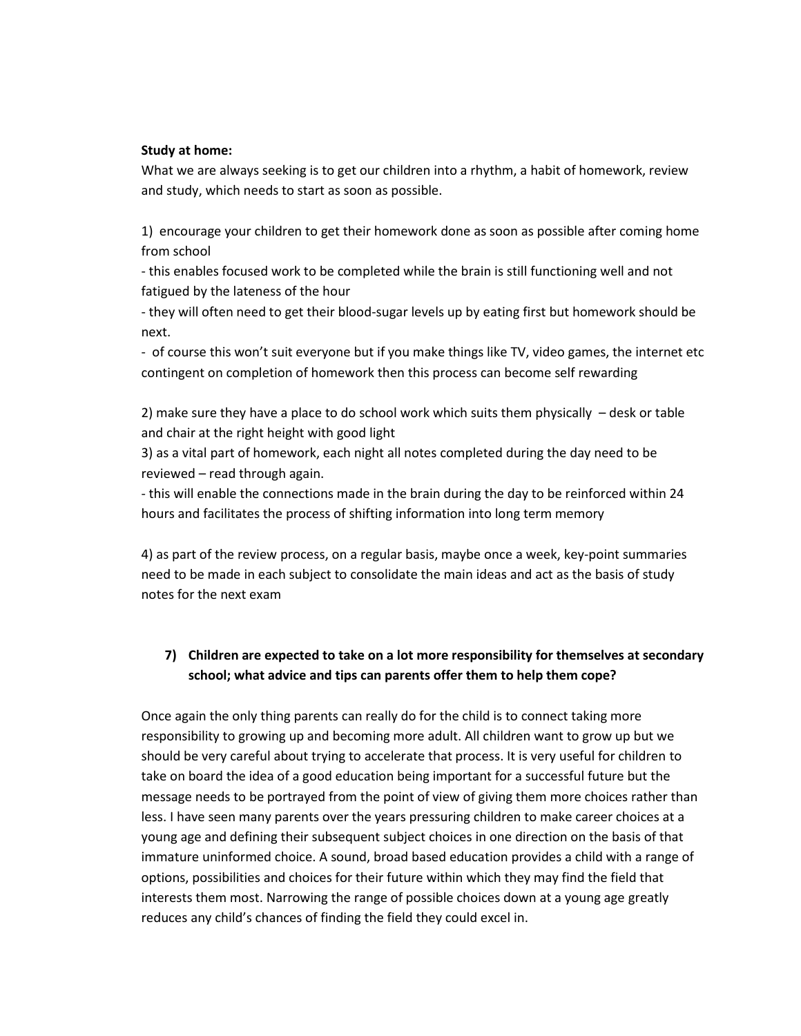**Study at home:**

What we are always seeking is to get our children into a rhythm, a habit of homework, review and study, which needs to start as soon as possible.

1) encourage your children to get their homework done as soon as possible after coming home from school

- this enables focused work to be completed while the brain is still functioning well and not fatigued by the lateness of the hour
- they will often need to get their blood-sugar levels up by eating first but homework should be next.
- of course this won't suit everyone but if you make things like TV, video games, the internet etc contingent on completion of homework then this process can become self rewarding

2) make sure they have a place to do school work which suits them physically – desk or table and chair at the right height with good light

3) as a vital part of homework, each night all notes completed during the day need to be reviewed – read through again.

- this will enable the connections made in the brain during the day to be reinforced within 24 hours and facilitates the process of shifting information into long term memory

4) as part of the review process, on a regular basis, maybe once a week, key-point summaries need to be made in each subject to consolidate the main ideas and act as the basis of study notes for the next exam

**7) Children are expected to take on a lot more responsibility for themselves at secondary school; what advice and tips can parents offer them to help them cope?**

Once again the only thing parents can really do for the child is to connect taking more responsibility to growing up and becoming more adult. All children want to grow up but we should be very careful about trying to accelerate that process. It is very useful for children to take on board the idea of a good education being important for a successful future but the message needs to be portrayed from the point of view of giving them more choices rather than less. I have seen many parents over the years pressuring children to make career choices at a young age and defining their subsequent subject choices in one direction on the basis of that immature uninformed choice. A sound, broad based education provides a child with a range of options, possibilities and choices for their future within which they may find the field that interests them most. Narrowing the range of possible choices down at a young age greatly reduces any child's chances of finding the field they could excel in.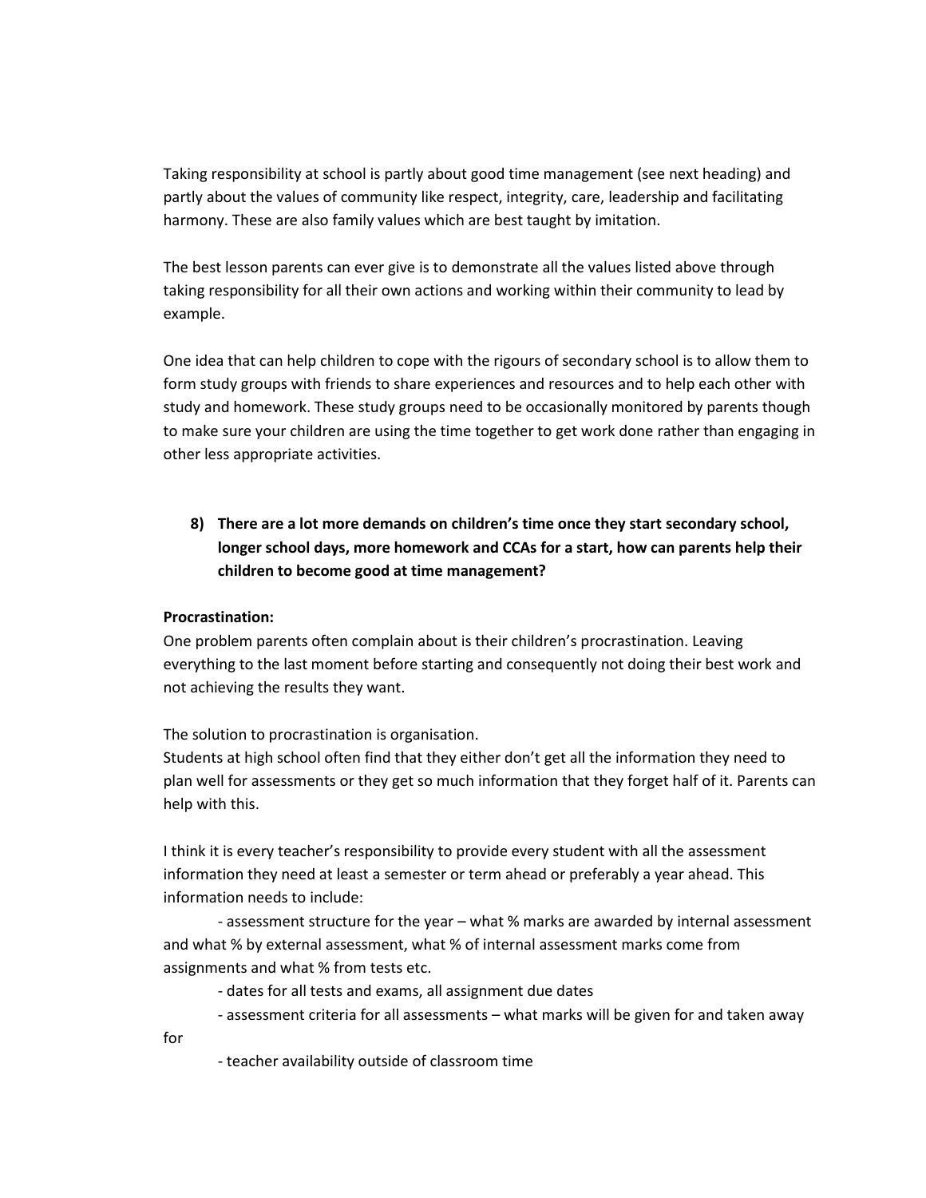Taking responsibility at school is partly about good time management (see next heading) and partly about the values of community like respect, integrity, care, leadership and facilitating harmony. These are also family values which are best taught by imitation.

The best lesson parents can ever give is to demonstrate all the values listed above through taking responsibility for all their own actions and working within their community to lead by example.

One idea that can help children to cope with the rigours of secondary school is to allow them to form study groups with friends to share experiences and resources and to help each other with study and homework. These study groups need to be occasionally monitored by parents though to make sure your children are using the time together to get work done rather than engaging in other less appropriate activities.

**8) There are a lot more demands on children's time once they start secondary school, longer school days, more homework and CCAs for a start, how can parents help their children to become good at time management?**

**Procrastination:**

One problem parents often complain about is their children's procrastination. Leaving everything to the last moment before starting and consequently not doing their best work and not achieving the results they want.

The solution to procrastination is organisation.

Students at high school often find that they either don't get all the information they need to plan well for assessments or they get so much information that they forget half of it. Parents can help with this.

I think it is every teacher's responsibility to provide every student with all the assessment information they need at least a semester or term ahead or preferably a year ahead. This information needs to include:

- assessment structure for the year – what % marks are awarded by internal assessment and what % by external assessment, what % of internal assessment marks come from assignments and what % from tests etc.
- dates for all tests and exams, all assignment due dates
- assessment criteria for all assessments – what marks will be given for and taken away for
- teacher availability outside of classroom time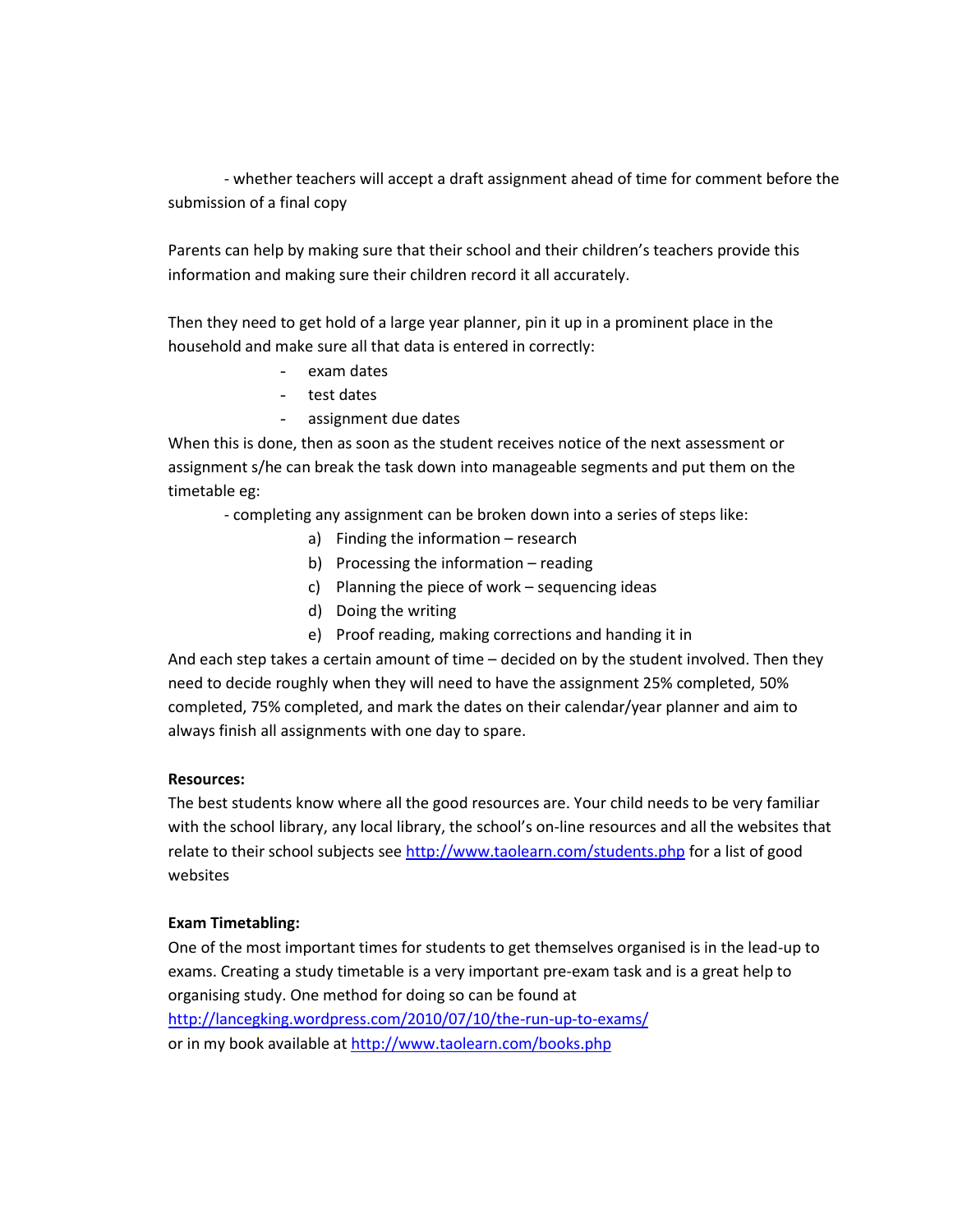- whether teachers will accept a draft assignment ahead of time for comment before the submission of a final copy

Parents can help by making sure that their school and their children's teachers provide this information and making sure their children record it all accurately.

Then they need to get hold of a large year planner, pin it up in a prominent place in the household and make sure all that data is entered in correctly:

- exam dates
- test dates
- assignment due dates

When this is done, then as soon as the student receives notice of the next assessment or assignment s/he can break the task down into manageable segments and put them on the timetable eg:

- completing any assignment can be broken down into a series of steps like:
  a) Finding the information – research
  b) Processing the information – reading
  c) Planning the piece of work – sequencing ideas
  d) Doing the writing
  e) Proof reading, making corrections and handing it in

And each step takes a certain amount of time – decided on by the student involved. Then they need to decide roughly when they will need to have the assignment 25% completed, 50% completed, 75% completed, and mark the dates on their calendar/year planner and aim to always finish all assignments with one day to spare.

**Resources:**

The best students know where all the good resources are. Your child needs to be very familiar with the school library, any local library, the school's on-line resources and all the websites that relate to their school subjects see http://www.taolearn.com/students.php for a list of good websites

**Exam Timetabling:**

One of the most important times for students to get themselves organised is in the lead-up to exams. Creating a study timetable is a very important pre-exam task and is a great help to organising study. One method for doing so can be found at http://lancegking.wordpress.com/2010/07/10/the-run-up-to-exams/ or in my book available at http://www.taolearn.com/books.php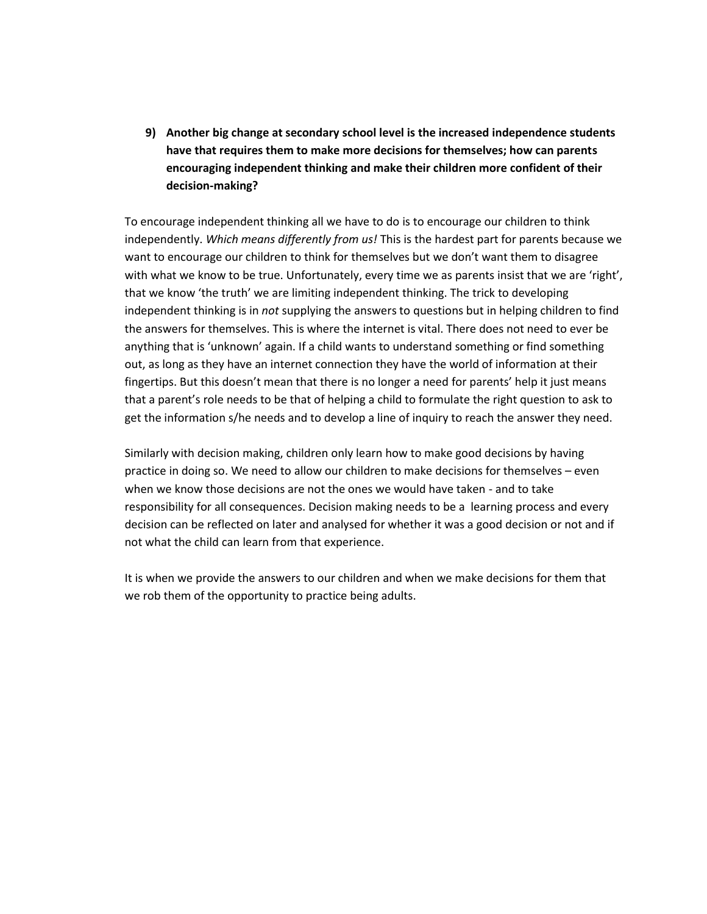9) **Another big change at secondary school level is the increased independence students have that requires them to make more decisions for themselves; how can parents encouraging independent thinking and make their children more confident of their decision-making?**

To encourage independent thinking all we have to do is to encourage our children to think independently. *Which means differently from us!* This is the hardest part for parents because we want to encourage our children to think for themselves but we don't want them to disagree with what we know to be true. Unfortunately, every time we as parents insist that we are 'right', that we know 'the truth' we are limiting independent thinking. The trick to developing independent thinking is in *not* supplying the answers to questions but in helping children to find the answers for themselves. This is where the internet is vital. There does not need to ever be anything that is 'unknown' again. If a child wants to understand something or find something out, as long as they have an internet connection they have the world of information at their fingertips. But this doesn't mean that there is no longer a need for parents' help it just means that a parent's role needs to be that of helping a child to formulate the right question to ask to get the information s/he needs and to develop a line of inquiry to reach the answer they need.

Similarly with decision making, children only learn how to make good decisions by having practice in doing so. We need to allow our children to make decisions for themselves – even when we know those decisions are not the ones we would have taken - and to take responsibility for all consequences. Decision making needs to be a learning process and every decision can be reflected on later and analysed for whether it was a good decision or not and if not what the child can learn from that experience.

It is when we provide the answers to our children and when we make decisions for them that we rob them of the opportunity to practice being adults.